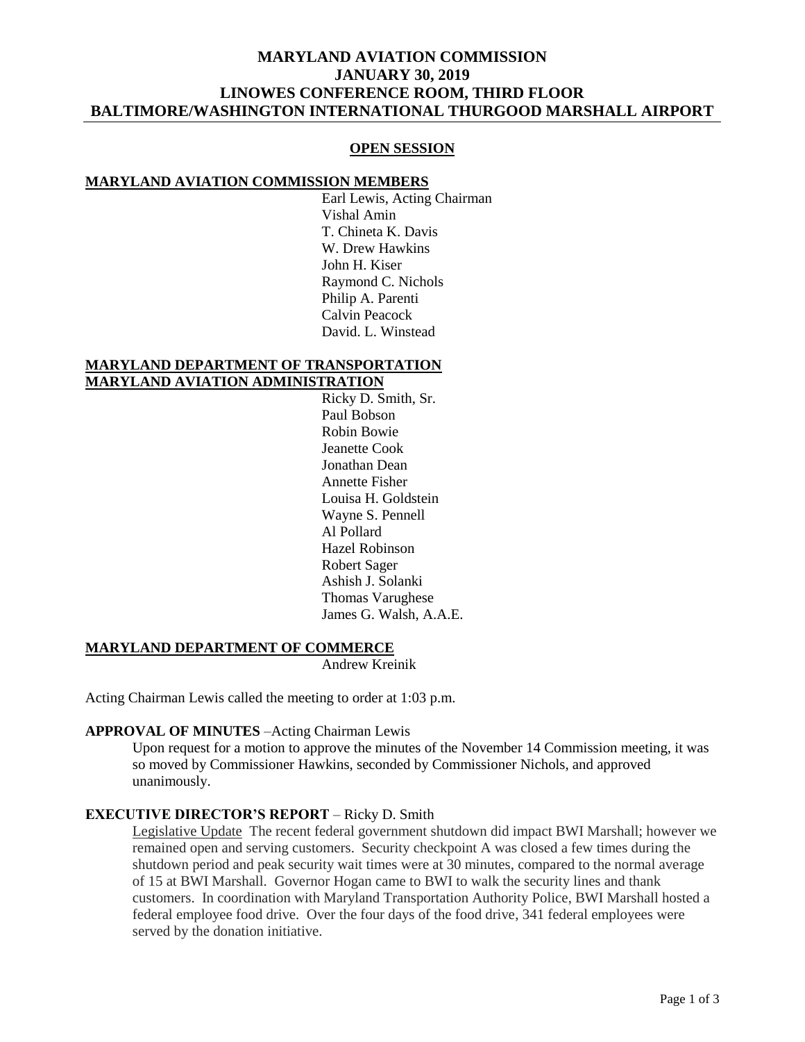# MARYLAND AVIATION COMMISSION
# JANUARY 30, 2019
# LINOWES CONFERENCE ROOM, THIRD FLOOR
# BALTIMORE/WASHINGTON INTERNATIONAL THURGOOD MARSHALL AIRPORT

## OPEN SESSION

**MARYLAND AVIATION COMMISSION MEMBERS**

Earl Lewis, Acting Chairman
Vishal Amin
T. Chineta K. Davis
W. Drew Hawkins
John H. Kiser
Raymond C. Nichols
Philip A. Parenti
Calvin Peacock
David. L. Winstead

**MARYLAND DEPARTMENT OF TRANSPORTATION**
**MARYLAND AVIATION ADMINISTRATION**

Ricky D. Smith, Sr.
Paul Bobson
Robin Bowie
Jeanette Cook
Jonathan Dean
Annette Fisher
Louisa H. Goldstein
Wayne S. Pennell
Al Pollard
Hazel Robinson
Robert Sager
Ashish J. Solanki
Thomas Varughese
James G. Walsh, A.A.E.

**MARYLAND DEPARTMENT OF COMMERCE**

Andrew Kreinik

Acting Chairman Lewis called the meeting to order at 1:03 p.m.

**APPROVAL OF MINUTES** –Acting Chairman Lewis

Upon request for a motion to approve the minutes of the November 14 Commission meeting, it was so moved by Commissioner Hawkins, seconded by Commissioner Nichols, and approved unanimously.

**EXECUTIVE DIRECTOR'S REPORT** – Ricky D. Smith

Legislative Update The recent federal government shutdown did impact BWI Marshall; however we remained open and serving customers. Security checkpoint A was closed a few times during the shutdown period and peak security wait times were at 30 minutes, compared to the normal average of 15 at BWI Marshall. Governor Hogan came to BWI to walk the security lines and thank customers. In coordination with Maryland Transportation Authority Police, BWI Marshall hosted a federal employee food drive. Over the four days of the food drive, 341 federal employees were served by the donation initiative.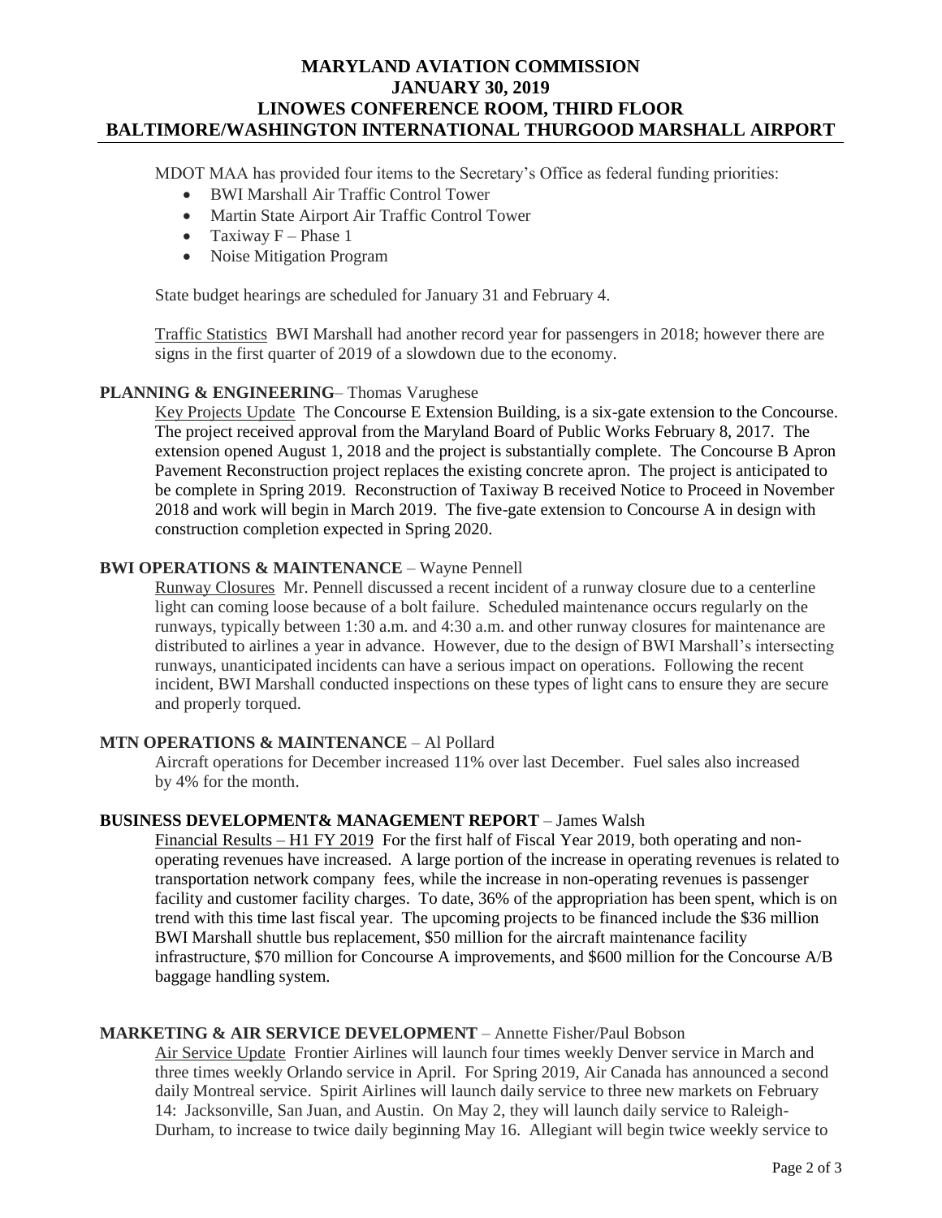# MARYLAND AVIATION COMMISSION
# JANUARY 30, 2019
# LINOWES CONFERENCE ROOM, THIRD FLOOR
# BALTIMORE/WASHINGTON INTERNATIONAL THURGOOD MARSHALL AIRPORT

MDOT MAA has provided four items to the Secretary's Office as federal funding priorities:

- BWI Marshall Air Traffic Control Tower
- Martin State Airport Air Traffic Control Tower
- Taxiway F – Phase 1
- Noise Mitigation Program

State budget hearings are scheduled for January 31 and February 4.

Traffic Statistics BWI Marshall had another record year for passengers in 2018; however there are signs in the first quarter of 2019 of a slowdown due to the economy.

**PLANNING & ENGINEERING**– Thomas Varughese

Key Projects Update The Concourse E Extension Building, is a six-gate extension to the Concourse. The project received approval from the Maryland Board of Public Works February 8, 2017. The extension opened August 1, 2018 and the project is substantially complete. The Concourse B Apron Pavement Reconstruction project replaces the existing concrete apron. The project is anticipated to be complete in Spring 2019. Reconstruction of Taxiway B received Notice to Proceed in November 2018 and work will begin in March 2019. The five-gate extension to Concourse A in design with construction completion expected in Spring 2020.

**BWI OPERATIONS & MAINTENANCE** – Wayne Pennell

Runway Closures Mr. Pennell discussed a recent incident of a runway closure due to a centerline light can coming loose because of a bolt failure. Scheduled maintenance occurs regularly on the runways, typically between 1:30 a.m. and 4:30 a.m. and other runway closures for maintenance are distributed to airlines a year in advance. However, due to the design of BWI Marshall's intersecting runways, unanticipated incidents can have a serious impact on operations. Following the recent incident, BWI Marshall conducted inspections on these types of light cans to ensure they are secure and properly torqued.

**MTN OPERATIONS & MAINTENANCE** – Al Pollard

Aircraft operations for December increased 11% over last December. Fuel sales also increased by 4% for the month.

**BUSINESS DEVELOPMENT& MANAGEMENT REPORT** – James Walsh

Financial Results – H1 FY 2019 For the first half of Fiscal Year 2019, both operating and non-operating revenues have increased. A large portion of the increase in operating revenues is related to transportation network company fees, while the increase in non-operating revenues is passenger facility and customer facility charges. To date, 36% of the appropriation has been spent, which is on trend with this time last fiscal year. The upcoming projects to be financed include the $36 million BWI Marshall shuttle bus replacement, $50 million for the aircraft maintenance facility infrastructure, $70 million for Concourse A improvements, and $600 million for the Concourse A/B baggage handling system.

**MARKETING & AIR SERVICE DEVELOPMENT** – Annette Fisher/Paul Bobson

Air Service Update Frontier Airlines will launch four times weekly Denver service in March and three times weekly Orlando service in April. For Spring 2019, Air Canada has announced a second daily Montreal service. Spirit Airlines will launch daily service to three new markets on February 14: Jacksonville, San Juan, and Austin. On May 2, they will launch daily service to Raleigh-Durham, to increase to twice daily beginning May 16. Allegiant will begin twice weekly service to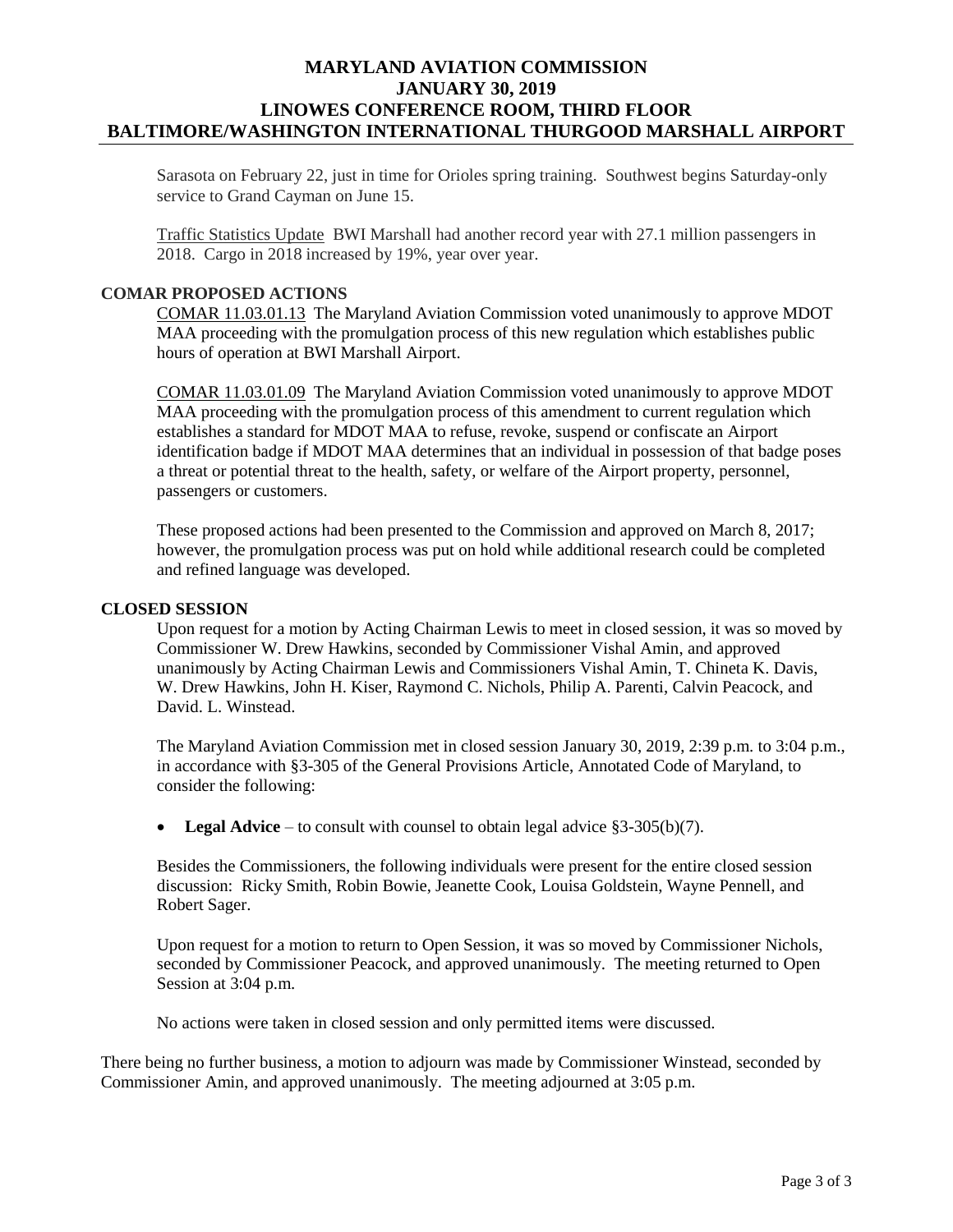Sarasota on February 22, just in time for Orioles spring training. Southwest begins Saturday-only service to Grand Cayman on June 15.

Traffic Statistics Update BWI Marshall had another record year with 27.1 million passengers in 2018. Cargo in 2018 increased by 19%, year over year.

**COMAR PROPOSED ACTIONS**

COMAR 11.03.01.13 The Maryland Aviation Commission voted unanimously to approve MDOT MAA proceeding with the promulgation process of this new regulation which establishes public hours of operation at BWI Marshall Airport.

COMAR 11.03.01.09 The Maryland Aviation Commission voted unanimously to approve MDOT MAA proceeding with the promulgation process of this amendment to current regulation which establishes a standard for MDOT MAA to refuse, revoke, suspend or confiscate an Airport identification badge if MDOT MAA determines that an individual in possession of that badge poses a threat or potential threat to the health, safety, or welfare of the Airport property, personnel, passengers or customers.

These proposed actions had been presented to the Commission and approved on March 8, 2017; however, the promulgation process was put on hold while additional research could be completed and refined language was developed.

**CLOSED SESSION**

Upon request for a motion by Acting Chairman Lewis to meet in closed session, it was so moved by Commissioner W. Drew Hawkins, seconded by Commissioner Vishal Amin, and approved unanimously by Acting Chairman Lewis and Commissioners Vishal Amin, T. Chineta K. Davis, W. Drew Hawkins, John H. Kiser, Raymond C. Nichols, Philip A. Parenti, Calvin Peacock, and David. L. Winstead.

The Maryland Aviation Commission met in closed session January 30, 2019, 2:39 p.m. to 3:04 p.m., in accordance with §3-305 of the General Provisions Article, Annotated Code of Maryland, to consider the following:

- **Legal Advice** – to consult with counsel to obtain legal advice §3-305(b)(7).

Besides the Commissioners, the following individuals were present for the entire closed session discussion: Ricky Smith, Robin Bowie, Jeanette Cook, Louisa Goldstein, Wayne Pennell, and Robert Sager.

Upon request for a motion to return to Open Session, it was so moved by Commissioner Nichols, seconded by Commissioner Peacock, and approved unanimously. The meeting returned to Open Session at 3:04 p.m.

No actions were taken in closed session and only permitted items were discussed.

There being no further business, a motion to adjourn was made by Commissioner Winstead, seconded by Commissioner Amin, and approved unanimously. The meeting adjourned at 3:05 p.m.